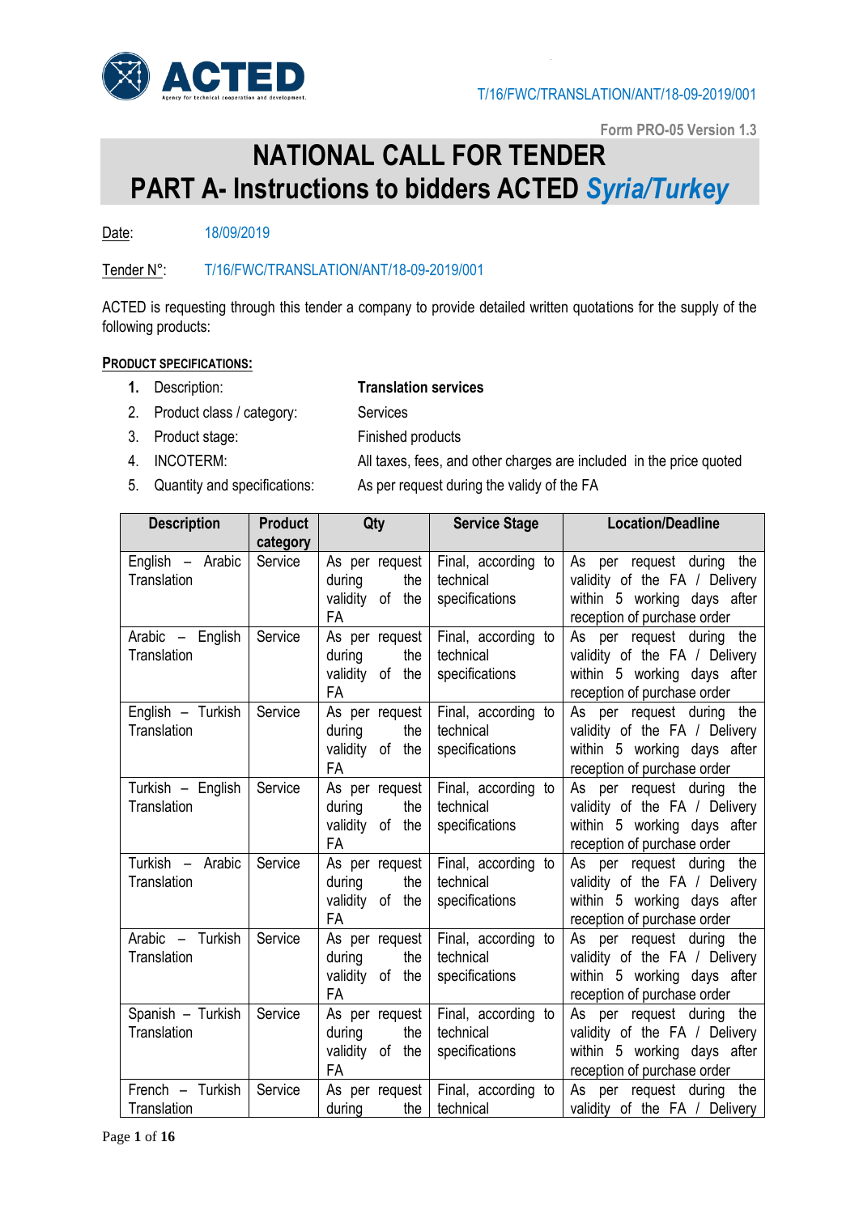T/16/FWC/TRANSLATION/ANT/18-09-2019/001

Form PRO-05 Version 1.3

# NATIONAL CALL FOR TENDER
# PART A- Instructions to bidders ACTED *Syria/Turkey*

Date: 18/09/2019

Tender N°: T/16/FWC/TRANSLATION/ANT/18-09-2019/001

ACTED is requesting through this tender a company to provide detailed written quotations for the supply of the following products:

**PRODUCT SPECIFICATIONS:**

1. Description: **Translation services**
2. Product class / category: Services
3. Product stage: Finished products
4. INCOTERM: All taxes, fees, and other charges are included in the price quoted
5. Quantity and specifications: As per request during the validy of the FA

| Description | Product category | Qty | Service Stage | Location/Deadline |
|---|---|---|---|---|
| English – Arabic Translation | Service | As per request during the validity of the FA | Final, according to technical specifications | As per request during the validity of the FA / Delivery within 5 working days after reception of purchase order |
| Arabic – English Translation | Service | As per request during the validity of the FA | Final, according to technical specifications | As per request during the validity of the FA / Delivery within 5 working days after reception of purchase order |
| English – Turkish Translation | Service | As per request during the validity of the FA | Final, according to technical specifications | As per request during the validity of the FA / Delivery within 5 working days after reception of purchase order |
| Turkish – English Translation | Service | As per request during the validity of the FA | Final, according to technical specifications | As per request during the validity of the FA / Delivery within 5 working days after reception of purchase order |
| Turkish – Arabic Translation | Service | As per request during the validity of the FA | Final, according to technical specifications | As per request during the validity of the FA / Delivery within 5 working days after reception of purchase order |
| Arabic – Turkish Translation | Service | As per request during the validity of the FA | Final, according to technical specifications | As per request during the validity of the FA / Delivery within 5 working days after reception of purchase order |
| Spanish – Turkish Translation | Service | As per request during the validity of the FA | Final, according to technical specifications | As per request during the validity of the FA / Delivery within 5 working days after reception of purchase order |
| French – Turkish Translation | Service | As per request during the | Final, according to technical | As per request during the validity of the FA / Delivery |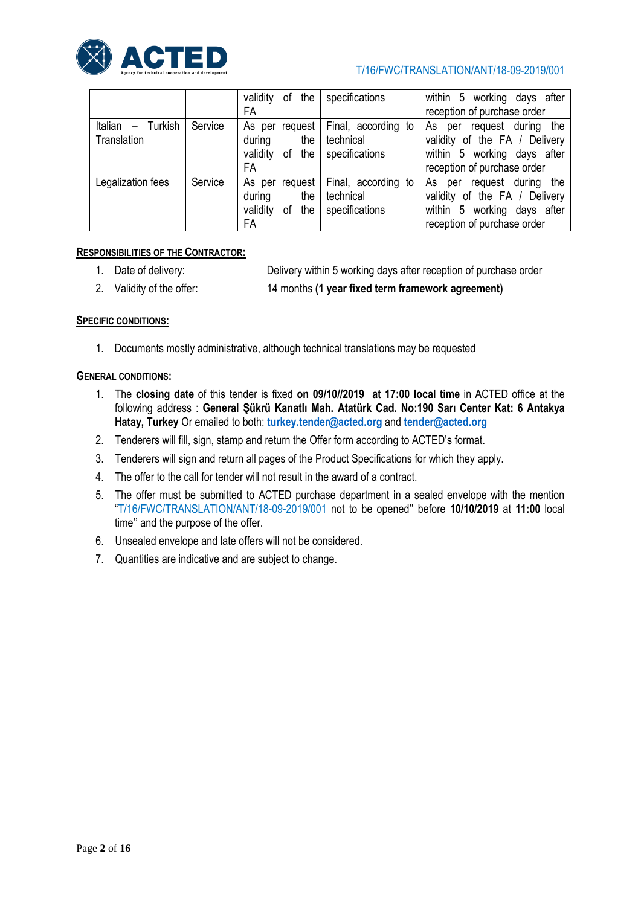| | | validity of the FA | specifications | within 5 working days after reception of purchase order |
|---|---|---|---|---|
| Italian – Turkish Translation | Service | As per request during the validity of the FA | Final, according to technical specifications | As per request during the validity of the FA / Delivery within 5 working days after reception of purchase order |
| Legalization fees | Service | As per request during the validity of the FA | Final, according to technical specifications | As per request during the validity of the FA / Delivery within 5 working days after reception of purchase order |

**RESPONSIBILITIES OF THE CONTRACTOR:**

1. Date of delivery: Delivery within 5 working days after reception of purchase order
2. Validity of the offer: 14 months **(1 year fixed term framework agreement)**

**SPECIFIC CONDITIONS:**

1. Documents mostly administrative, although technical translations may be requested

**GENERAL CONDITIONS:**

1. The **closing date** of this tender is fixed **on 09/10//2019 at 17:00 local time** in ACTED office at the following address : **General Şükrü Kanatlı Mah. Atatürk Cad. No:190 Sarı Center Kat: 6 Antakya Hatay, Turkey** Or emailed to both: **turkey.tender@acted.org** and **tender@acted.org**
2. Tenderers will fill, sign, stamp and return the Offer form according to ACTED's format.
3. Tenderers will sign and return all pages of the Product Specifications for which they apply.
4. The offer to the call for tender will not result in the award of a contract.
5. The offer must be submitted to ACTED purchase department in a sealed envelope with the mention "T/16/FWC/TRANSLATION/ANT/18-09-2019/001 not to be opened'' before **10/10/2019** at **11:00** local time'' and the purpose of the offer.
6. Unsealed envelope and late offers will not be considered.
7. Quantities are indicative and are subject to change.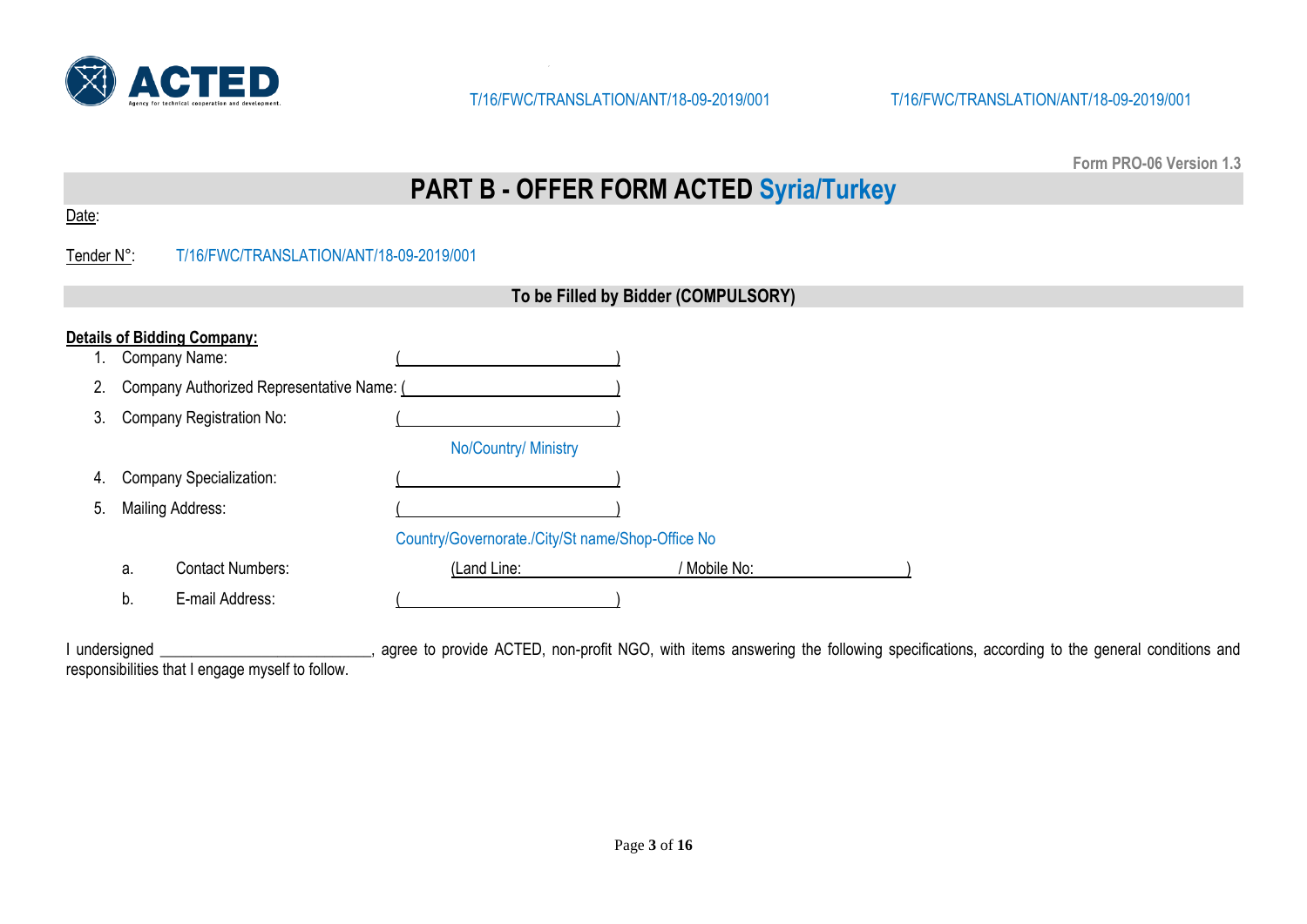Form PRO-06 Version 1.3

# PART B - OFFER FORM ACTED Syria/Turkey

Date:

Tender N°: T/16/FWC/TRANSLATION/ANT/18-09-2019/001

**To be Filled by Bidder (COMPULSORY)**

**Details of Bidding Company:**

1. Company Name: (\_\_\_\_\_\_\_\_\_\_\_\_\_\_\_\_\_\_\_\_\_\_\_\_\_\_)
2. Company Authorized Representative Name: (\_\_\_\_\_\_\_\_\_\_\_\_\_\_\_\_\_\_\_\_\_\_\_\_\_\_)
3. Company Registration No: (\_\_\_\_\_\_\_\_\_\_\_\_\_\_\_\_\_\_\_\_\_\_\_\_\_\_)
   No/Country/ Ministry
4. Company Specialization: (\_\_\_\_\_\_\_\_\_\_\_\_\_\_\_\_\_\_\_\_\_\_\_\_\_\_)
5. Mailing Address: (\_\_\_\_\_\_\_\_\_\_\_\_\_\_\_\_\_\_\_\_\_\_\_\_\_\_)
   Country/Governorate./City/St name/Shop-Office No
   a. Contact Numbers: (Land Line: \_\_\_\_\_\_\_\_\_\_\_\_\_\_\_\_\_\_\_\_ / Mobile No: \_\_\_\_\_\_\_\_\_\_\_\_\_\_\_\_\_\_\_\_)
   b. E-mail Address: (\_\_\_\_\_\_\_\_\_\_\_\_\_\_\_\_\_\_\_\_\_\_\_\_\_\_)

I undersigned \_\_\_\_\_\_\_\_\_\_\_\_\_\_\_\_\_\_\_\_\_\_\_\_\_\_, agree to provide ACTED, non-profit NGO, with items answering the following specifications, according to the general conditions and responsibilities that I engage myself to follow.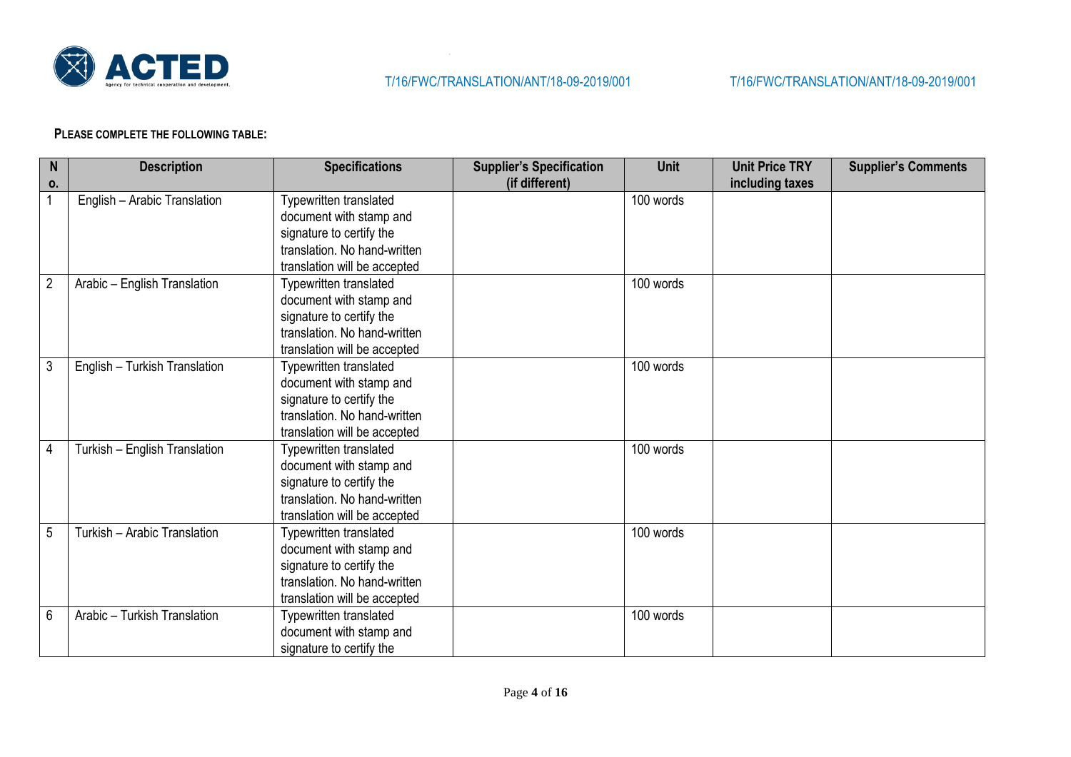**PLEASE COMPLETE THE FOLLOWING TABLE:**

| No. | Description | Specifications | Supplier's Specification (if different) | Unit | Unit Price TRY including taxes | Supplier's Comments |
|---|---|---|---|---|---|---|
| 1 | English – Arabic Translation | Typewritten translated document with stamp and signature to certify the translation. No hand-written translation will be accepted | | 100 words | | |
| 2 | Arabic – English Translation | Typewritten translated document with stamp and signature to certify the translation. No hand-written translation will be accepted | | 100 words | | |
| 3 | English – Turkish Translation | Typewritten translated document with stamp and signature to certify the translation. No hand-written translation will be accepted | | 100 words | | |
| 4 | Turkish – English Translation | Typewritten translated document with stamp and signature to certify the translation. No hand-written translation will be accepted | | 100 words | | |
| 5 | Turkish – Arabic Translation | Typewritten translated document with stamp and signature to certify the translation. No hand-written translation will be accepted | | 100 words | | |
| 6 | Arabic – Turkish Translation | Typewritten translated document with stamp and signature to certify the | | 100 words | | |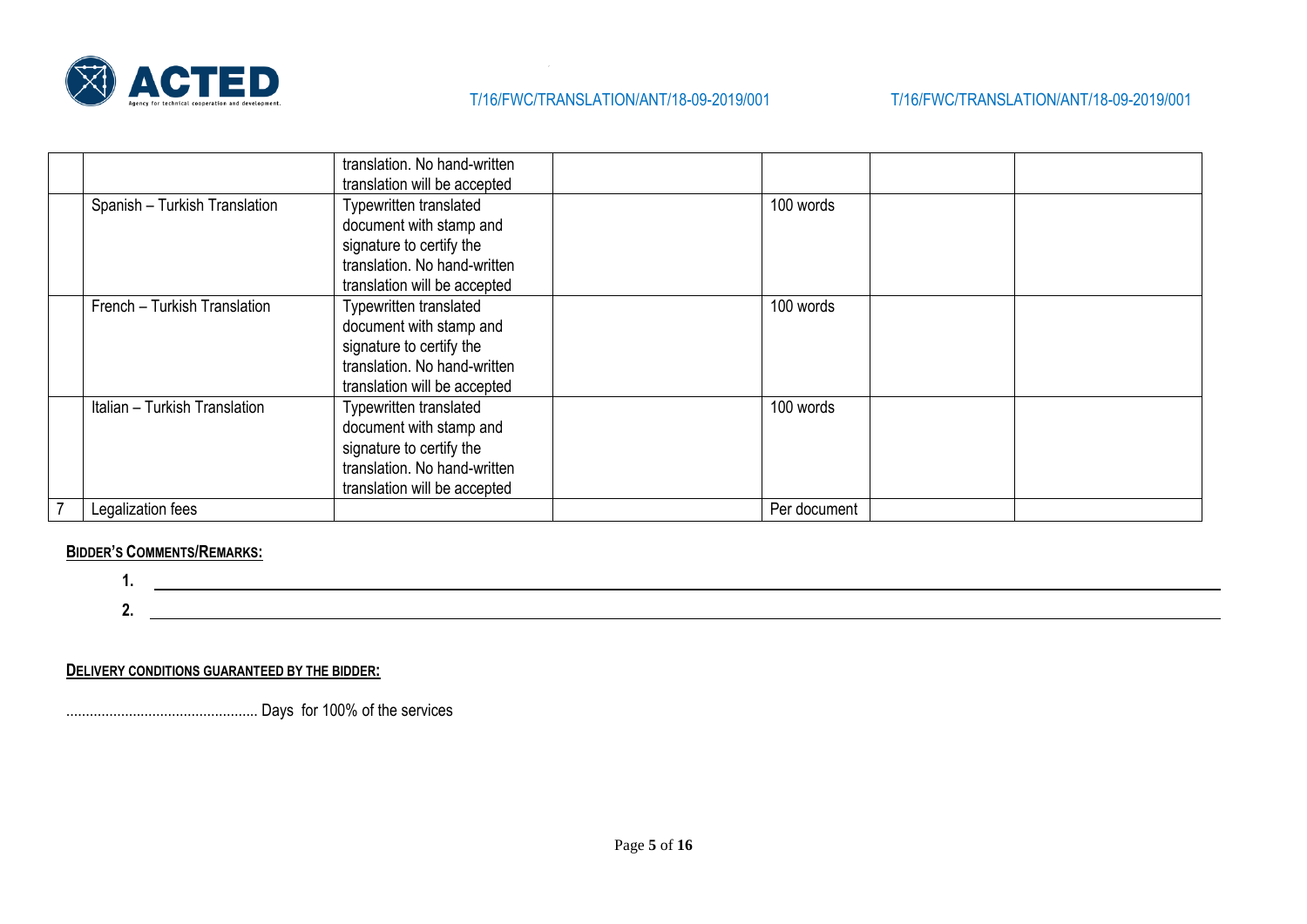|  |  | translation. No hand-written translation will be accepted |  |  |  |  |
|---|---|---|---|---|---|---|
|  | Spanish – Turkish Translation | Typewritten translated document with stamp and signature to certify the translation. No hand-written translation will be accepted |  | 100 words |  |  |
|  | French – Turkish Translation | Typewritten translated document with stamp and signature to certify the translation. No hand-written translation will be accepted |  | 100 words |  |  |
|  | Italian – Turkish Translation | Typewritten translated document with stamp and signature to certify the translation. No hand-written translation will be accepted |  | 100 words |  |  |
| 7 | Legalization fees |  |  | Per document |  |  |

**BIDDER'S COMMENTS/REMARKS:**

1. ______________________________________________

2. ______________________________________________

**DELIVERY CONDITIONS GUARANTEED BY THE BIDDER:**

................................................. Days for 100% of the services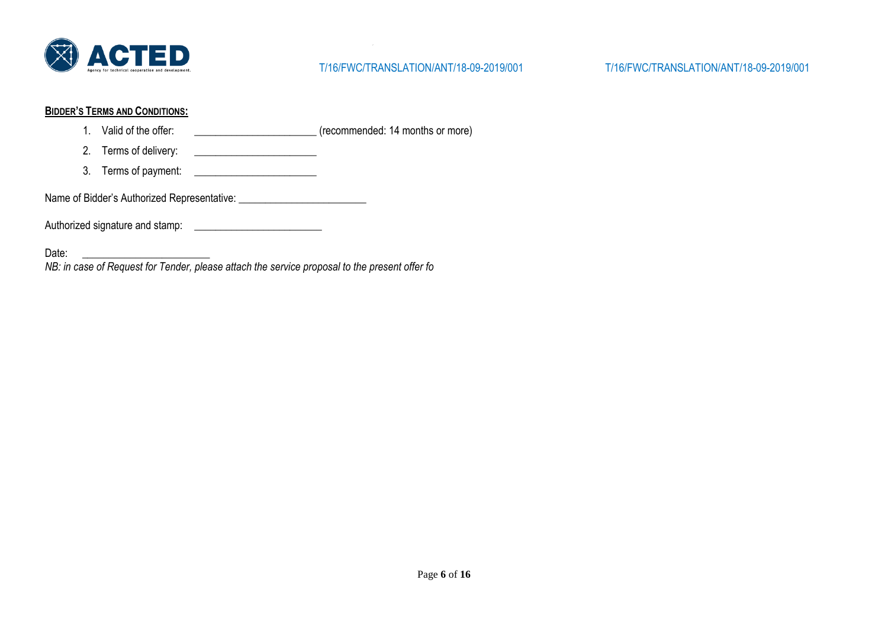**BIDDER'S TERMS AND CONDITIONS:**

1. Valid of the offer: ______________________ (recommended: 14 months or more)
2. Terms of delivery: ______________________
3. Terms of payment: ______________________

Name of Bidder's Authorized Representative: ______________________

Authorized signature and stamp: ______________________

Date: ______________________

*NB: in case of Request for Tender, please attach the service proposal to the present offer fo*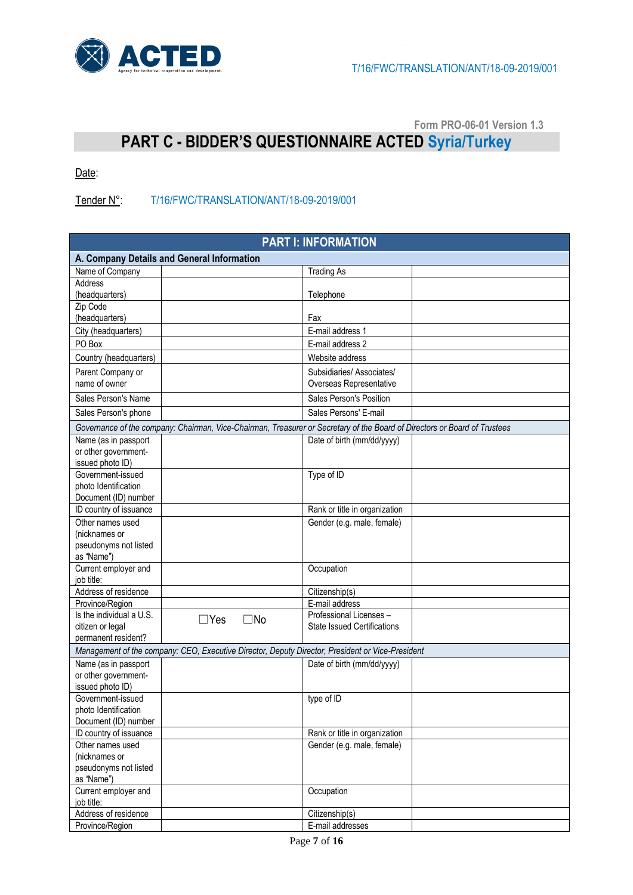Form PRO-06-01 Version 1.3

# PART C - BIDDER'S QUESTIONNAIRE ACTED Syria/Turkey

Date:

Tender N°: T/16/FWC/TRANSLATION/ANT/18-09-2019/001

| PART I: INFORMATION | | | |
|---|---|---|---|
| **A. Company Details and General Information** | | | |
| Name of Company | | Trading As | |
| Address (headquarters) | | Telephone | |
| Zip Code (headquarters) | | Fax | |
| City (headquarters) | | E-mail address 1 | |
| PO Box | | E-mail address 2 | |
| Country (headquarters) | | Website address | |
| Parent Company or name of owner | | Subsidiaries/ Associates/ Overseas Representative | |
| Sales Person's Name | | Sales Person's Position | |
| Sales Person's phone | | Sales Persons' E-mail | |
| *Governance of the company: Chairman, Vice-Chairman, Treasurer or Secretary of the Board of Directors or Board of Trustees* | | | |
| Name (as in passport or other government-issued photo ID) | | Date of birth (mm/dd/yyyy) | |
| Government-issued photo Identification Document (ID) number | | Type of ID | |
| ID country of issuance | | Rank or title in organization | |
| Other names used (nicknames or pseudonyms not listed as "Name") | | Gender (e.g. male, female) | |
| Current employer and job title: | | Occupation | |
| Address of residence | | Citizenship(s) | |
| Province/Region | | E-mail address | |
| Is the individual a U.S. citizen or legal permanent resident? | ☐Yes ☐No | Professional Licenses – State Issued Certifications | |
| *Management of the company: CEO, Executive Director, Deputy Director, President or Vice-President* | | | |
| Name (as in passport or other government-issued photo ID) | | Date of birth (mm/dd/yyyy) | |
| Government-issued photo Identification Document (ID) number | | type of ID | |
| ID country of issuance | | Rank or title in organization | |
| Other names used (nicknames or pseudonyms not listed as "Name") | | Gender (e.g. male, female) | |
| Current employer and job title: | | Occupation | |
| Address of residence | | Citizenship(s) | |
| Province/Region | | E-mail addresses | |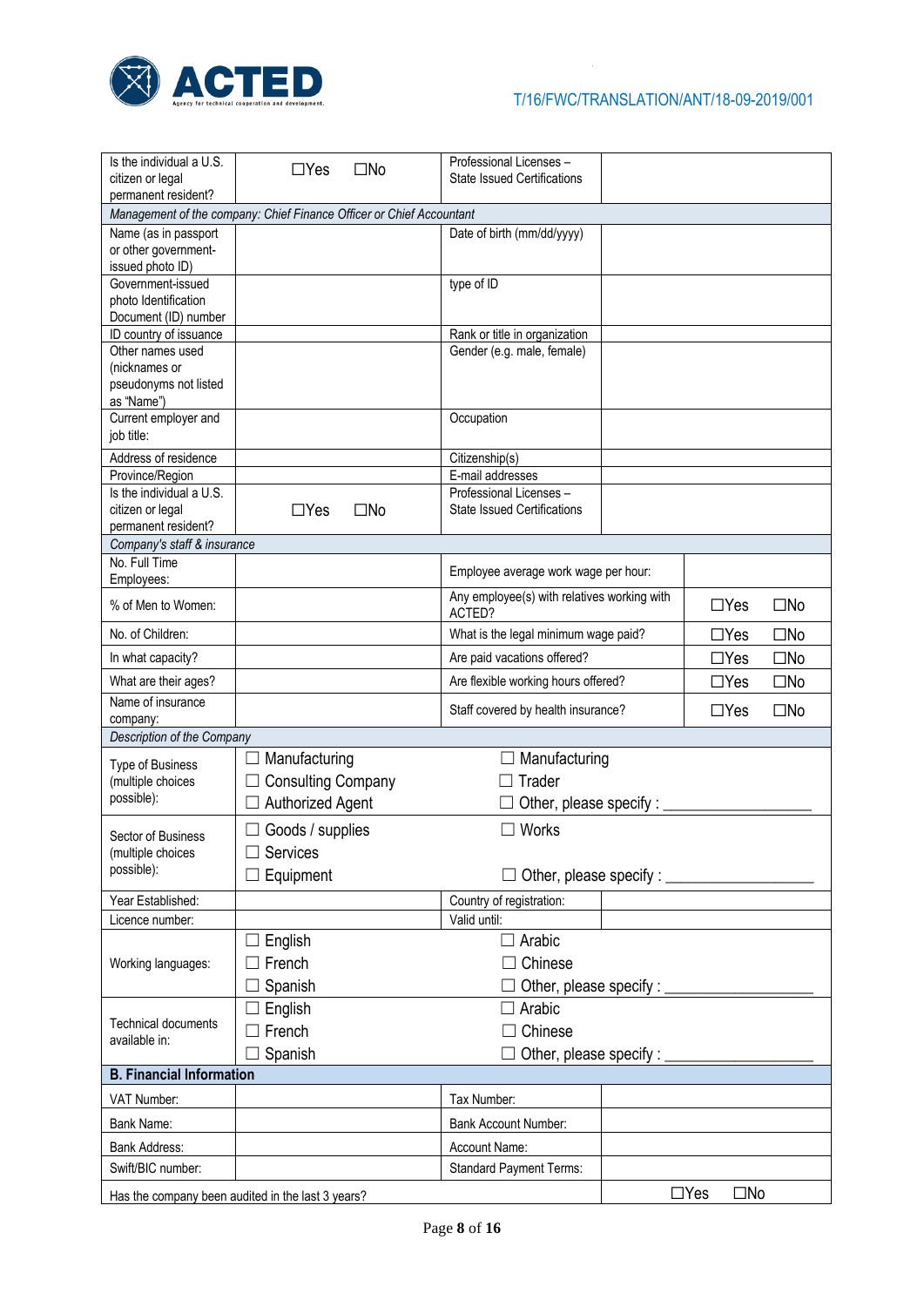| | | | |
|---|---|---|---|
| Is the individual a U.S. citizen or legal permanent resident? | ☐Yes ☐No | Professional Licenses – State Issued Certifications | |
| *Management of the company: Chief Finance Officer or Chief Accountant* | | | |
| Name (as in passport or other government-issued photo ID) | | Date of birth (mm/dd/yyyy) | |
| Government-issued photo Identification Document (ID) number | | type of ID | |
| ID country of issuance | | Rank or title in organization | |
| Other names used (nicknames or pseudonyms not listed as "Name") | | Gender (e.g. male, female) | |
| Current employer and job title: | | Occupation | |
| Address of residence | | Citizenship(s) | |
| Province/Region | | E-mail addresses | |
| Is the individual a U.S. citizen or legal permanent resident? | ☐Yes ☐No | Professional Licenses – State Issued Certifications | |
| *Company's staff & insurance* | | | |
| No. Full Time Employees: | | Employee average work wage per hour: | |
| % of Men to Women: | | Any employee(s) with relatives working with ACTED? | ☐Yes ☐No |
| No. of Children: | | What is the legal minimum wage paid? | ☐Yes ☐No |
| In what capacity? | | Are paid vacations offered? | ☐Yes ☐No |
| What are their ages? | | Are flexible working hours offered? | ☐Yes ☐No |
| Name of insurance company: | | Staff covered by health insurance? | ☐Yes ☐No |
| *Description of the Company* | | | |
| Type of Business (multiple choices possible): | ☐ Manufacturing<br>☐ Consulting Company<br>☐ Authorized Agent | ☐ Manufacturing<br>☐ Trader<br>☐ Other, please specify : ___________________ | |
| Sector of Business (multiple choices possible): | ☐ Goods / supplies<br>☐ Services<br>☐ Equipment | ☐ Works<br><br>☐ Other, please specify : ___________________ | |
| Year Established: | | Country of registration: | |
| Licence number: | | Valid until: | |
| Working languages: | ☐ English<br>☐ French<br>☐ Spanish | ☐ Arabic<br>☐ Chinese<br>☐ Other, please specify : ___________________ | |
| Technical documents available in: | ☐ English<br>☐ French<br>☐ Spanish | ☐ Arabic<br>☐ Chinese<br>☐ Other, please specify : ___________________ | |
| **B. Financial Information** | | | |
| VAT Number: | | Tax Number: | |
| Bank Name: | | Bank Account Number: | |
| Bank Address: | | Account Name: | |
| Swift/BIC number: | | Standard Payment Terms: | |
| Has the company been audited in the last 3 years? | | | ☐Yes ☐No |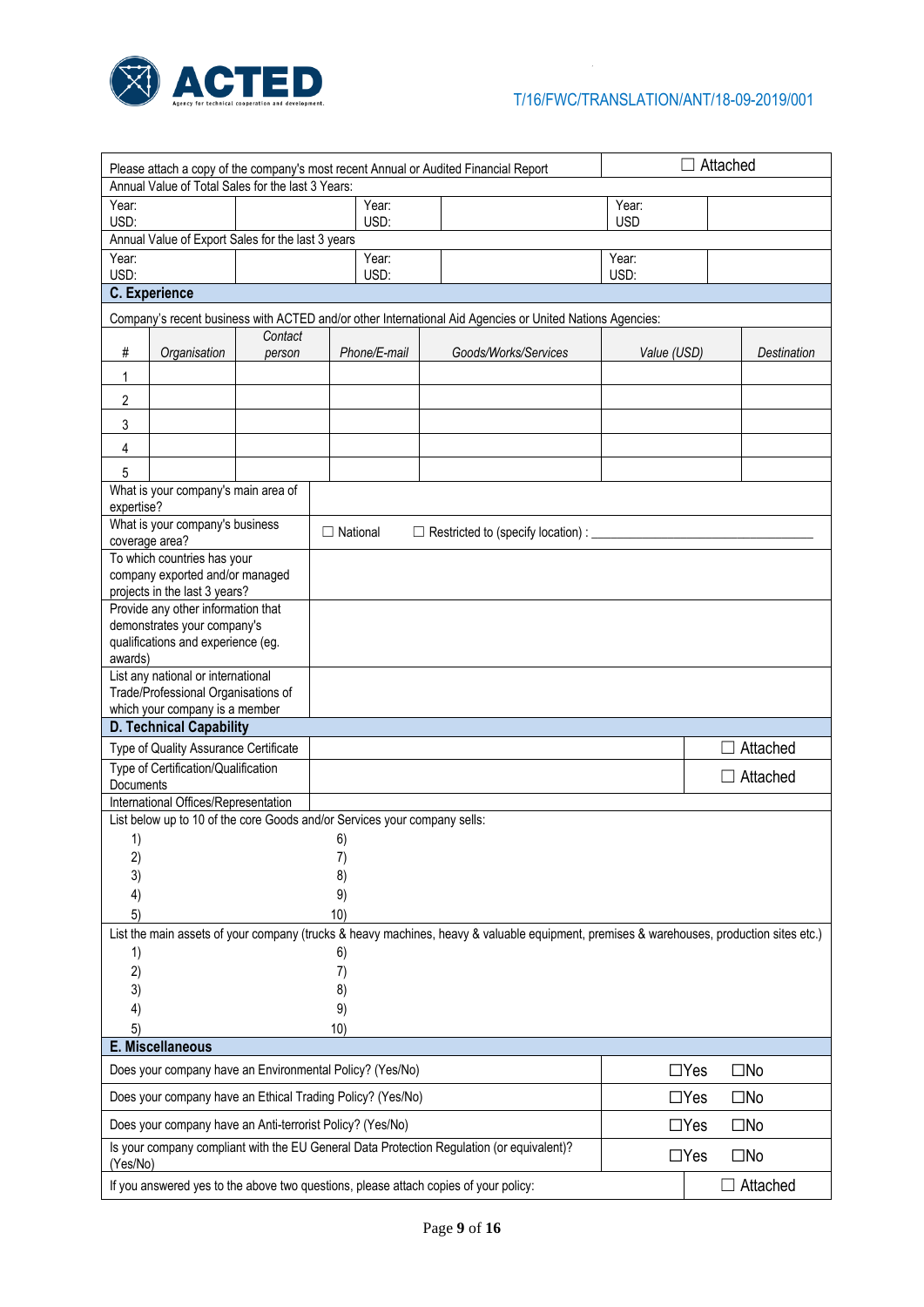| Please attach a copy of the company's most recent Annual or Audited Financial Report | | | | | ☐ Attached |
|---|---|---|---|---|---|
| Annual Value of Total Sales for the last 3 Years: | | | | | |
| Year: USD: | | Year: USD: | | Year: USD | |
| Annual Value of Export Sales for the last 3 years | | | | | |
| Year: USD: | | Year: USD: | | Year: USD: | |

## C. Experience

Company's recent business with ACTED and/or other International Aid Agencies or United Nations Agencies:

| # | *Organisation* | *Contact person* | *Phone/E-mail* | *Goods/Works/Services* | *Value (USD)* | *Destination* |
|---|---|---|---|---|---|---|
| 1 | | | | | | |
| 2 | | | | | | |
| 3 | | | | | | |
| 4 | | | | | | |
| 5 | | | | | | |

| | |
|---|---|
| What is your company's main area of expertise? | |
| What is your company's business coverage area? | ☐ National ☐ Restricted to (specify location) : ___________________________ |
| To which countries has your company exported and/or managed projects in the last 3 years? | |
| Provide any other information that demonstrates your company's qualifications and experience (eg. awards) | |
| List any national or international Trade/Professional Organisations of which your company is a member | |

## D. Technical Capability

| | | |
|---|---|---|
| Type of Quality Assurance Certificate | | ☐ Attached |
| Type of Certification/Qualification Documents | | ☐ Attached |
| International Offices/Representation | | |

List below up to 10 of the core Goods and/or Services your company sells:

1) 6)
2) 7)
3) 8)
4) 9)
5) 10)

List the main assets of your company (trucks & heavy machines, heavy & valuable equipment, premises & warehouses, production sites etc.)

1) 6)
2) 7)
3) 8)
4) 9)
5) 10)

## E. Miscellaneous

| | |
|---|---|
| Does your company have an Environmental Policy? (Yes/No) | ☐Yes ☐No |
| Does your company have an Ethical Trading Policy? (Yes/No) | ☐Yes ☐No |
| Does your company have an Anti-terrorist Policy? (Yes/No) | ☐Yes ☐No |
| Is your company compliant with the EU General Data Protection Regulation (or equivalent)? (Yes/No) | ☐Yes ☐No |
| If you answered yes to the above two questions, please attach copies of your policy: | ☐ Attached |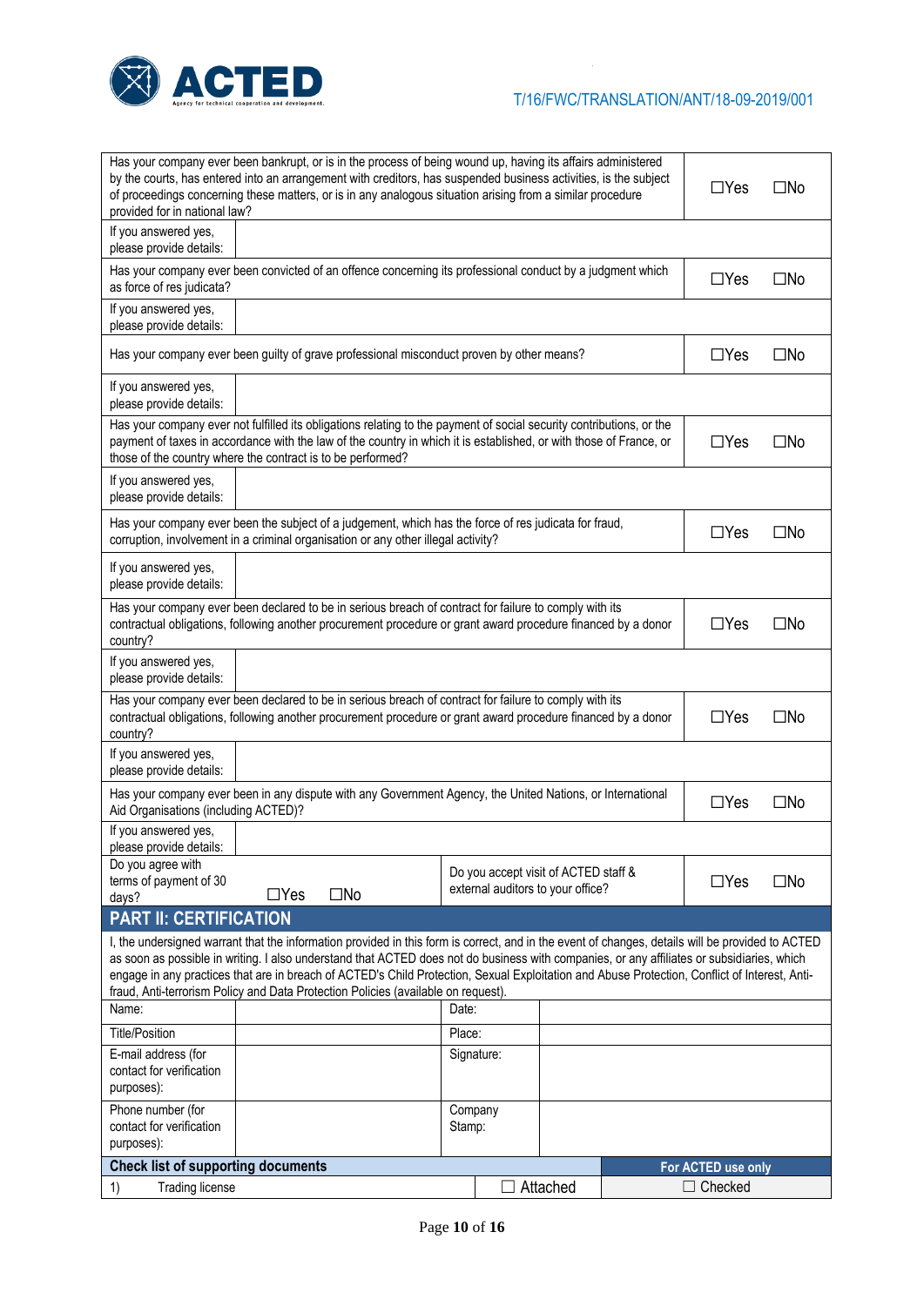| Question | Response | |
| --- | --- | --- |
| Has your company ever been bankrupt, or is in the process of being wound up, having its affairs administered by the courts, has entered into an arrangement with creditors, has suspended business activities, is the subject of proceedings concerning these matters, or is in any analogous situation arising from a similar procedure provided for in national law? | ☐Yes | ☐No |
| If you answered yes, please provide details: | | |
| Has your company ever been convicted of an offence concerning its professional conduct by a judgment which as force of res judicata? | ☐Yes | ☐No |
| If you answered yes, please provide details: | | |
| Has your company ever been guilty of grave professional misconduct proven by other means? | ☐Yes | ☐No |
| If you answered yes, please provide details: | | |
| Has your company ever not fulfilled its obligations relating to the payment of social security contributions, or the payment of taxes in accordance with the law of the country in which it is established, or with those of France, or those of the country where the contract is to be performed? | ☐Yes | ☐No |
| If you answered yes, please provide details: | | |
| Has your company ever been the subject of a judgement, which has the force of res judicata for fraud, corruption, involvement in a criminal organisation or any other illegal activity? | ☐Yes | ☐No |
| If you answered yes, please provide details: | | |
| Has your company ever been declared to be in serious breach of contract for failure to comply with its contractual obligations, following another procurement procedure or grant award procedure financed by a donor country? | ☐Yes | ☐No |
| If you answered yes, please provide details: | | |
| Has your company ever been declared to be in serious breach of contract for failure to comply with its contractual obligations, following another procurement procedure or grant award procedure financed by a donor country? | ☐Yes | ☐No |
| If you answered yes, please provide details: | | |
| Has your company ever been in any dispute with any Government Agency, the United Nations, or International Aid Organisations (including ACTED)? | ☐Yes | ☐No |
| If you answered yes, please provide details: | | |

| Do you agree with terms of payment of 30 days? | ☐Yes ☐No | Do you accept visit of ACTED staff & external auditors to your office? | ☐Yes ☐No |
| --- | --- | --- | --- |

## PART II: CERTIFICATION

I, the undersigned warrant that the information provided in this form is correct, and in the event of changes, details will be provided to ACTED as soon as possible in writing. I also understand that ACTED does not do business with companies, or any affiliates or subsidiaries, which engage in any practices that are in breach of ACTED's Child Protection, Sexual Exploitation and Abuse Protection, Conflict of Interest, Anti-fraud, Anti-terrorism Policy and Data Protection Policies (available on request).

| | | | |
| --- | --- | --- | --- |
| Name: | | Date: | |
| Title/Position | | Place: | |
| E-mail address (for contact for verification purposes): | | Signature: | |
| Phone number (for contact for verification purposes): | | Company Stamp: | |

| Check list of supporting documents | | | For ACTED use only |
| --- | --- | --- | --- |
| 1) | Trading license | ☐ Attached | ☐ Checked |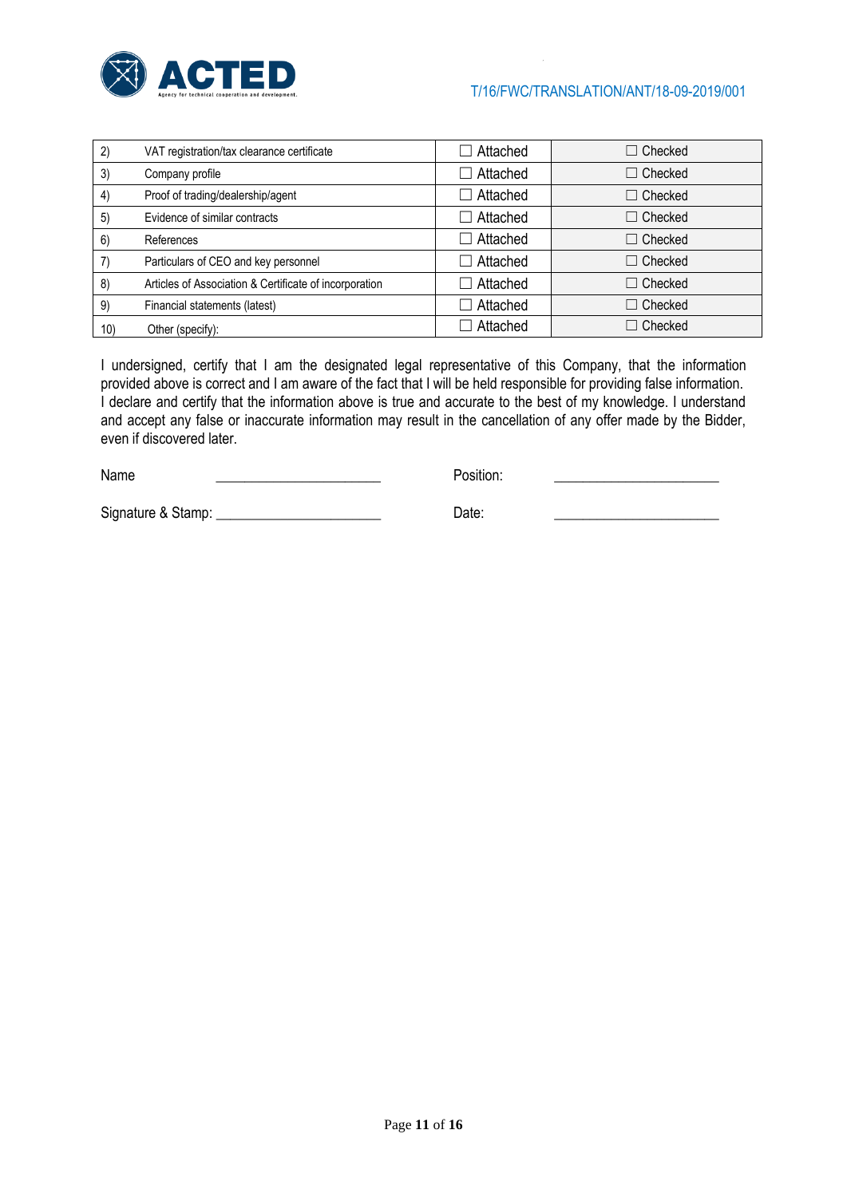| | | | |
|---|---|---|---|
| 2) | VAT registration/tax clearance certificate | ☐ Attached | ☐ Checked |
| 3) | Company profile | ☐ Attached | ☐ Checked |
| 4) | Proof of trading/dealership/agent | ☐ Attached | ☐ Checked |
| 5) | Evidence of similar contracts | ☐ Attached | ☐ Checked |
| 6) | References | ☐ Attached | ☐ Checked |
| 7) | Particulars of CEO and key personnel | ☐ Attached | ☐ Checked |
| 8) | Articles of Association & Certificate of incorporation | ☐ Attached | ☐ Checked |
| 9) | Financial statements (latest) | ☐ Attached | ☐ Checked |
| 10) | Other (specify): | ☐ Attached | ☐ Checked |

I undersigned, certify that I am the designated legal representative of this Company, that the information provided above is correct and I am aware of the fact that I will be held responsible for providing false information. I declare and certify that the information above is true and accurate to the best of my knowledge. I understand and accept any false or inaccurate information may result in the cancellation of any offer made by the Bidder, even if discovered later.

Name \_\_\_\_\_\_\_\_\_\_\_\_\_\_\_\_\_\_\_\_\_\_ Position: \_\_\_\_\_\_\_\_\_\_\_\_\_\_\_\_\_\_\_\_\_\_

Signature & Stamp: \_\_\_\_\_\_\_\_\_\_\_\_\_\_\_\_\_\_\_\_\_\_ Date: \_\_\_\_\_\_\_\_\_\_\_\_\_\_\_\_\_\_\_\_\_\_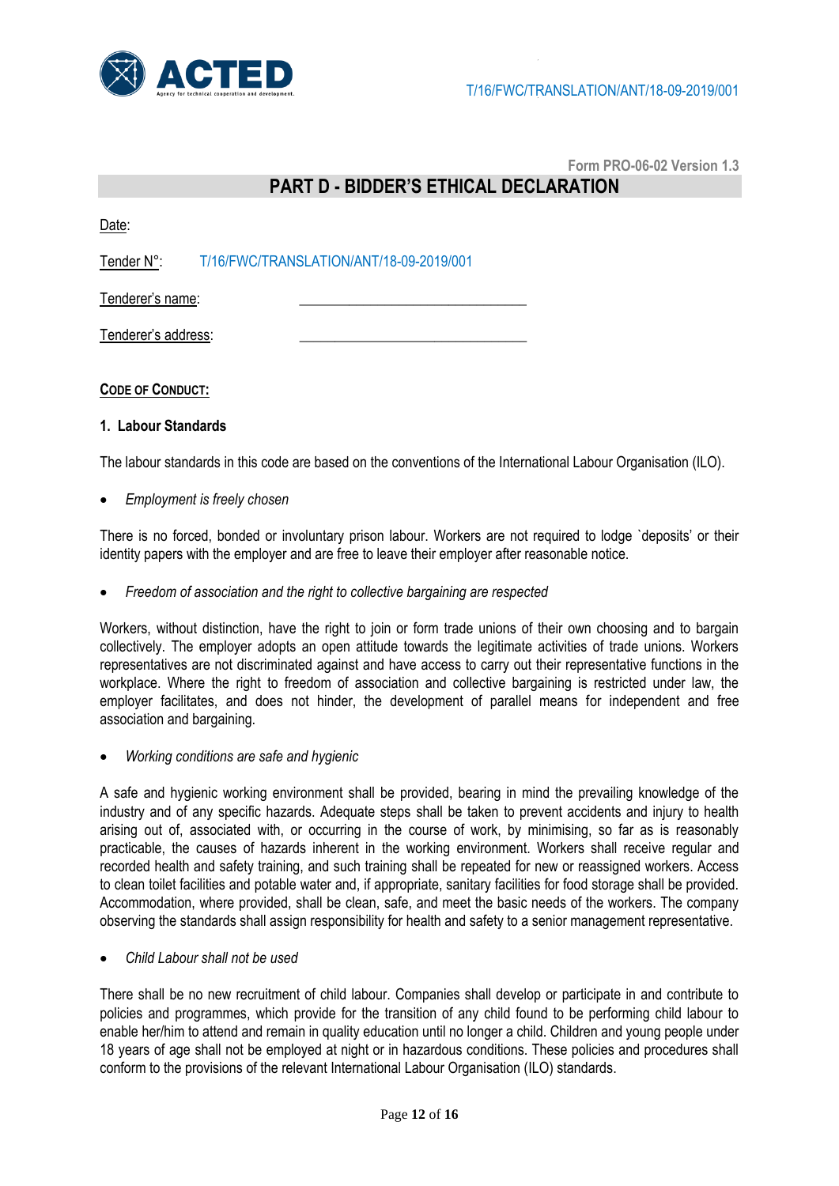Form PRO-06-02 Version 1.3

## PART D - BIDDER'S ETHICAL DECLARATION

Date:

Tender N°: T/16/FWC/TRANSLATION/ANT/18-09-2019/001

Tenderer's name: ______________________________

Tenderer's address: ______________________________

**CODE OF CONDUCT:**

### 1. Labour Standards

The labour standards in this code are based on the conventions of the International Labour Organisation (ILO).

- *Employment is freely chosen*

There is no forced, bonded or involuntary prison labour. Workers are not required to lodge `deposits' or their identity papers with the employer and are free to leave their employer after reasonable notice.

- *Freedom of association and the right to collective bargaining are respected*

Workers, without distinction, have the right to join or form trade unions of their own choosing and to bargain collectively. The employer adopts an open attitude towards the legitimate activities of trade unions. Workers representatives are not discriminated against and have access to carry out their representative functions in the workplace. Where the right to freedom of association and collective bargaining is restricted under law, the employer facilitates, and does not hinder, the development of parallel means for independent and free association and bargaining.

- *Working conditions are safe and hygienic*

A safe and hygienic working environment shall be provided, bearing in mind the prevailing knowledge of the industry and of any specific hazards. Adequate steps shall be taken to prevent accidents and injury to health arising out of, associated with, or occurring in the course of work, by minimising, so far as is reasonably practicable, the causes of hazards inherent in the working environment. Workers shall receive regular and recorded health and safety training, and such training shall be repeated for new or reassigned workers. Access to clean toilet facilities and potable water and, if appropriate, sanitary facilities for food storage shall be provided. Accommodation, where provided, shall be clean, safe, and meet the basic needs of the workers. The company observing the standards shall assign responsibility for health and safety to a senior management representative.

- *Child Labour shall not be used*

There shall be no new recruitment of child labour. Companies shall develop or participate in and contribute to policies and programmes, which provide for the transition of any child found to be performing child labour to enable her/him to attend and remain in quality education until no longer a child. Children and young people under 18 years of age shall not be employed at night or in hazardous conditions. These policies and procedures shall conform to the provisions of the relevant International Labour Organisation (ILO) standards.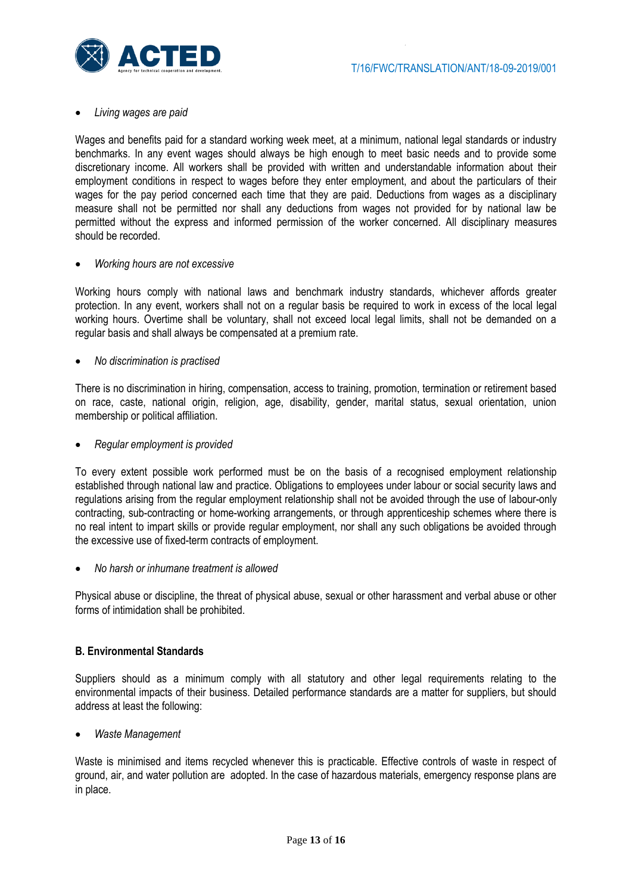- *Living wages are paid*

Wages and benefits paid for a standard working week meet, at a minimum, national legal standards or industry benchmarks. In any event wages should always be high enough to meet basic needs and to provide some discretionary income. All workers shall be provided with written and understandable information about their employment conditions in respect to wages before they enter employment, and about the particulars of their wages for the pay period concerned each time that they are paid. Deductions from wages as a disciplinary measure shall not be permitted nor shall any deductions from wages not provided for by national law be permitted without the express and informed permission of the worker concerned. All disciplinary measures should be recorded.

- *Working hours are not excessive*

Working hours comply with national laws and benchmark industry standards, whichever affords greater protection. In any event, workers shall not on a regular basis be required to work in excess of the local legal working hours. Overtime shall be voluntary, shall not exceed local legal limits, shall not be demanded on a regular basis and shall always be compensated at a premium rate.

- *No discrimination is practised*

There is no discrimination in hiring, compensation, access to training, promotion, termination or retirement based on race, caste, national origin, religion, age, disability, gender, marital status, sexual orientation, union membership or political affiliation.

- *Regular employment is provided*

To every extent possible work performed must be on the basis of a recognised employment relationship established through national law and practice. Obligations to employees under labour or social security laws and regulations arising from the regular employment relationship shall not be avoided through the use of labour-only contracting, sub-contracting or home-working arrangements, or through apprenticeship schemes where there is no real intent to impart skills or provide regular employment, nor shall any such obligations be avoided through the excessive use of fixed-term contracts of employment.

- *No harsh or inhumane treatment is allowed*

Physical abuse or discipline, the threat of physical abuse, sexual or other harassment and verbal abuse or other forms of intimidation shall be prohibited.

**B. Environmental Standards**

Suppliers should as a minimum comply with all statutory and other legal requirements relating to the environmental impacts of their business. Detailed performance standards are a matter for suppliers, but should address at least the following:

- *Waste Management*

Waste is minimised and items recycled whenever this is practicable. Effective controls of waste in respect of ground, air, and water pollution are adopted. In the case of hazardous materials, emergency response plans are in place.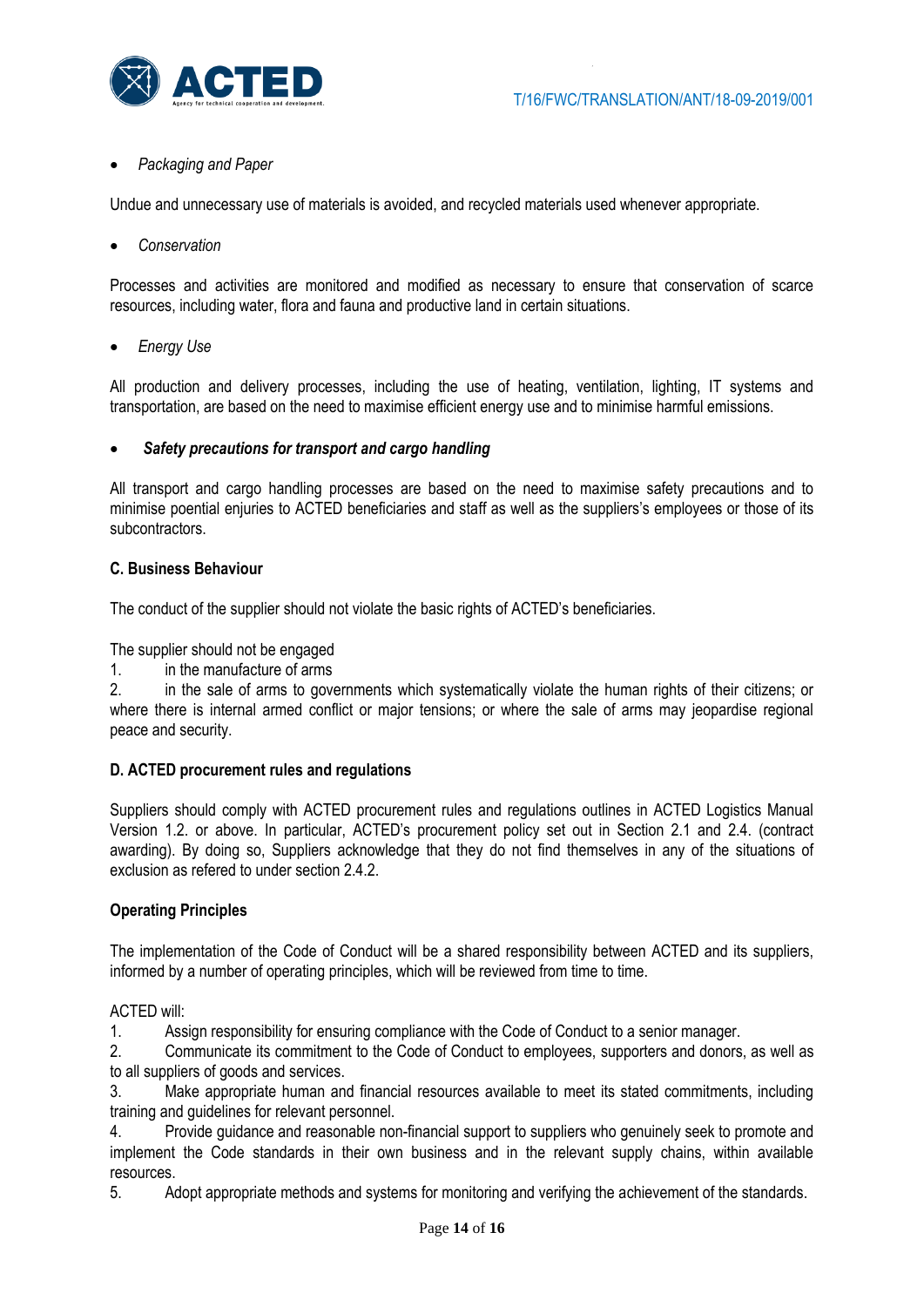- *Packaging and Paper*

Undue and unnecessary use of materials is avoided, and recycled materials used whenever appropriate.

- *Conservation*

Processes and activities are monitored and modified as necessary to ensure that conservation of scarce resources, including water, flora and fauna and productive land in certain situations.

- *Energy Use*

All production and delivery processes, including the use of heating, ventilation, lighting, IT systems and transportation, are based on the need to maximise efficient energy use and to minimise harmful emissions.

- ***Safety precautions for transport and cargo handling***

All transport and cargo handling processes are based on the need to maximise safety precautions and to minimise poential enjuries to ACTED beneficiaries and staff as well as the suppliers's employees or those of its subcontractors.

**C. Business Behaviour**

The conduct of the supplier should not violate the basic rights of ACTED's beneficiaries.

The supplier should not be engaged

1. in the manufacture of arms
2. in the sale of arms to governments which systematically violate the human rights of their citizens; or where there is internal armed conflict or major tensions; or where the sale of arms may jeopardise regional peace and security.

**D. ACTED procurement rules and regulations**

Suppliers should comply with ACTED procurement rules and regulations outlines in ACTED Logistics Manual Version 1.2. or above. In particular, ACTED's procurement policy set out in Section 2.1 and 2.4. (contract awarding). By doing so, Suppliers acknowledge that they do not find themselves in any of the situations of exclusion as refered to under section 2.4.2.

**Operating Principles**

The implementation of the Code of Conduct will be a shared responsibility between ACTED and its suppliers, informed by a number of operating principles, which will be reviewed from time to time.

ACTED will:

1. Assign responsibility for ensuring compliance with the Code of Conduct to a senior manager.
2. Communicate its commitment to the Code of Conduct to employees, supporters and donors, as well as to all suppliers of goods and services.
3. Make appropriate human and financial resources available to meet its stated commitments, including training and guidelines for relevant personnel.
4. Provide guidance and reasonable non-financial support to suppliers who genuinely seek to promote and implement the Code standards in their own business and in the relevant supply chains, within available resources.
5. Adopt appropriate methods and systems for monitoring and verifying the achievement of the standards.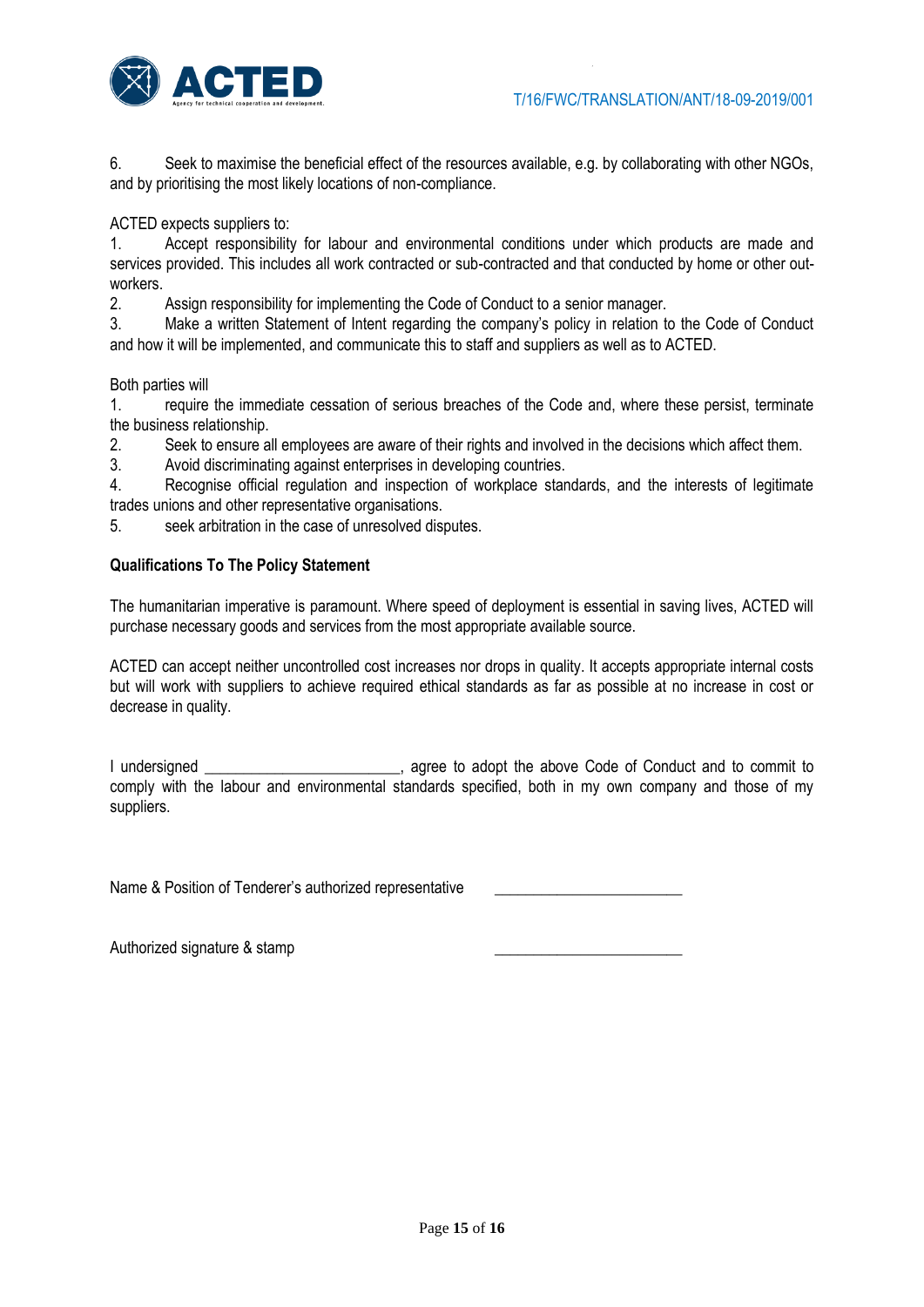6. Seek to maximise the beneficial effect of the resources available, e.g. by collaborating with other NGOs, and by prioritising the most likely locations of non-compliance.

ACTED expects suppliers to:

1. Accept responsibility for labour and environmental conditions under which products are made and services provided. This includes all work contracted or sub-contracted and that conducted by home or other out-workers.
2. Assign responsibility for implementing the Code of Conduct to a senior manager.
3. Make a written Statement of Intent regarding the company's policy in relation to the Code of Conduct and how it will be implemented, and communicate this to staff and suppliers as well as to ACTED.

Both parties will

1. require the immediate cessation of serious breaches of the Code and, where these persist, terminate the business relationship.
2. Seek to ensure all employees are aware of their rights and involved in the decisions which affect them.
3. Avoid discriminating against enterprises in developing countries.
4. Recognise official regulation and inspection of workplace standards, and the interests of legitimate trades unions and other representative organisations.
5. seek arbitration in the case of unresolved disputes.

**Qualifications To The Policy Statement**

The humanitarian imperative is paramount. Where speed of deployment is essential in saving lives, ACTED will purchase necessary goods and services from the most appropriate available source.

ACTED can accept neither uncontrolled cost increases nor drops in quality. It accepts appropriate internal costs but will work with suppliers to achieve required ethical standards as far as possible at no increase in cost or decrease in quality.

I undersigned ________________________, agree to adopt the above Code of Conduct and to commit to comply with the labour and environmental standards specified, both in my own company and those of my suppliers.

Name & Position of Tenderer's authorized representative ________________________

Authorized signature & stamp ________________________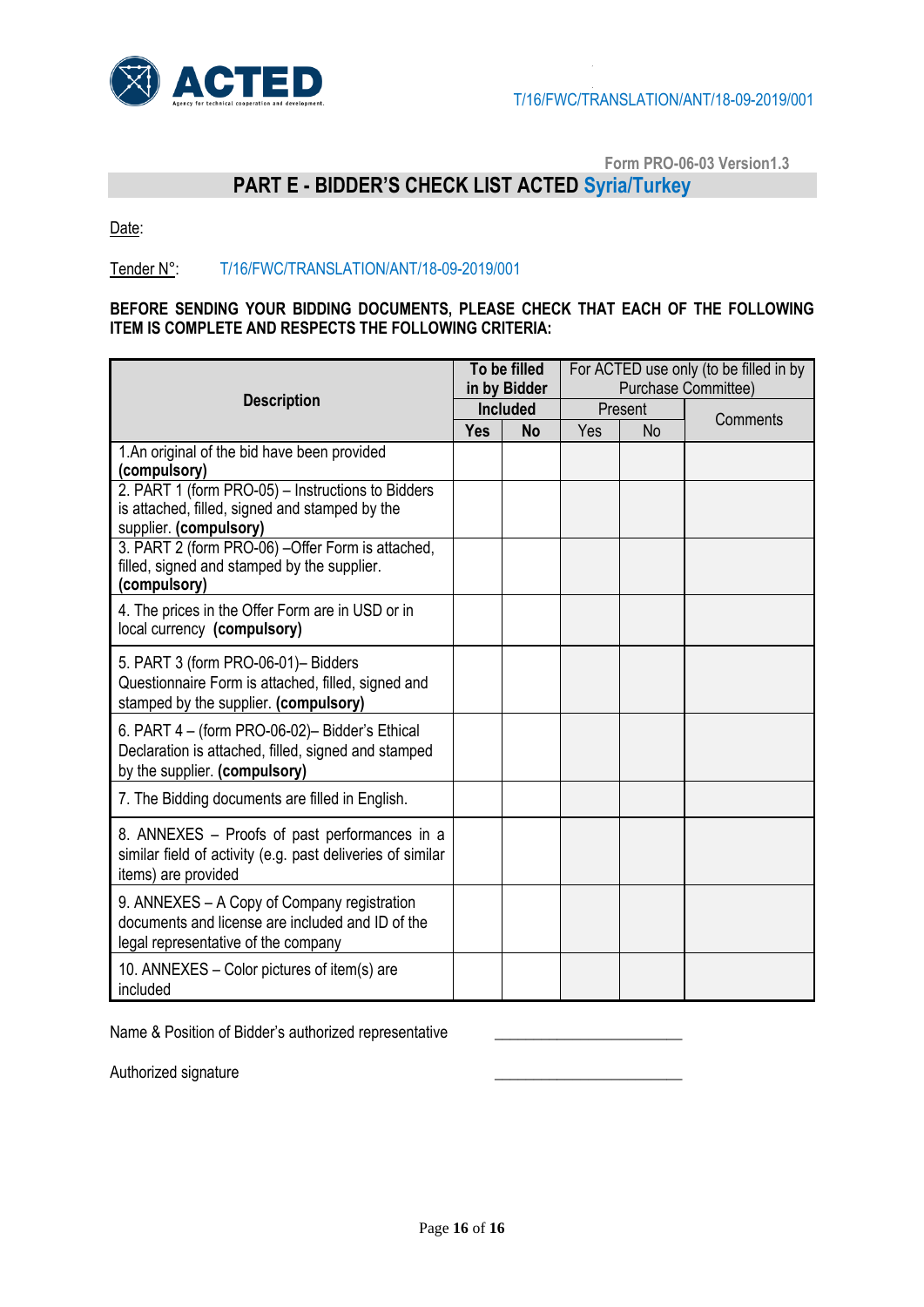Form PRO-06-03 Version1.3

# PART E - BIDDER'S CHECK LIST ACTED Syria/Turkey

Date:

Tender N°: T/16/FWC/TRANSLATION/ANT/18-09-2019/001

**BEFORE SENDING YOUR BIDDING DOCUMENTS, PLEASE CHECK THAT EACH OF THE FOLLOWING ITEM IS COMPLETE AND RESPECTS THE FOLLOWING CRITERIA:**

| Description | To be filled in by Bidder | | For ACTED use only (to be filled in by Purchase Committee) | | |
|---|---|---|---|---|---|
| | Included | | Present | | Comments |
| | Yes | No | Yes | No | |
| 1.An original of the bid have been provided **(compulsory)** | | | | | |
| 2. PART 1 (form PRO-05) – Instructions to Bidders is attached, filled, signed and stamped by the supplier. **(compulsory)** | | | | | |
| 3. PART 2 (form PRO-06) –Offer Form is attached, filled, signed and stamped by the supplier. **(compulsory)** | | | | | |
| 4. The prices in the Offer Form are in USD or in local currency **(compulsory)** | | | | | |
| 5. PART 3 (form PRO-06-01)– Bidders Questionnaire Form is attached, filled, signed and stamped by the supplier. **(compulsory)** | | | | | |
| 6. PART 4 – (form PRO-06-02)– Bidder's Ethical Declaration is attached, filled, signed and stamped by the supplier. **(compulsory)** | | | | | |
| 7. The Bidding documents are filled in English. | | | | | |
| 8. ANNEXES – Proofs of past performances in a similar field of activity (e.g. past deliveries of similar items) are provided | | | | | |
| 9. ANNEXES – A Copy of Company registration documents and license are included and ID of the legal representative of the company | | | | | |
| 10. ANNEXES – Color pictures of item(s) are included | | | | | |

Name & Position of Bidder's authorized representative \_\_\_\_\_\_\_\_\_\_\_\_\_\_\_\_\_\_\_\_\_\_\_\_

Authorized signature \_\_\_\_\_\_\_\_\_\_\_\_\_\_\_\_\_\_\_\_\_\_\_\_